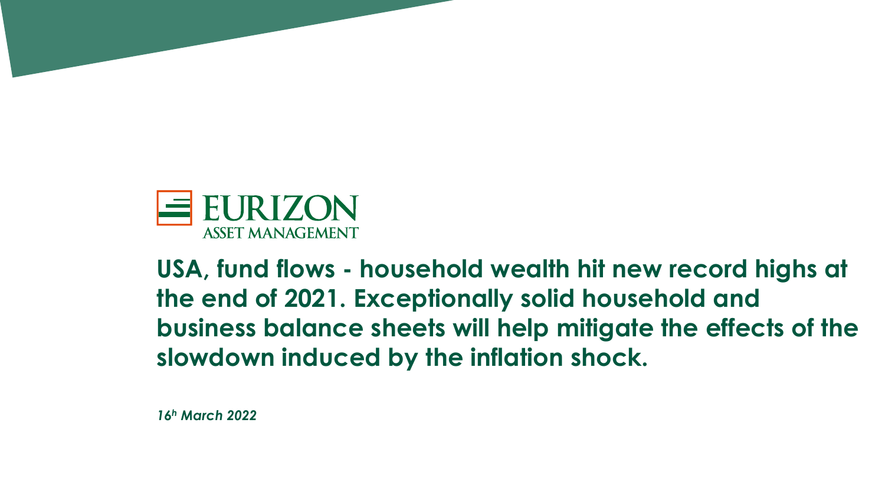EURIZON
ASSET MANAGEMENT

# USA, fund flows - household wealth hit new record highs at the end of 2021. Exceptionally solid household and business balance sheets will help mitigate the effects of the slowdown induced by the inflation shock.

*16h March 2022*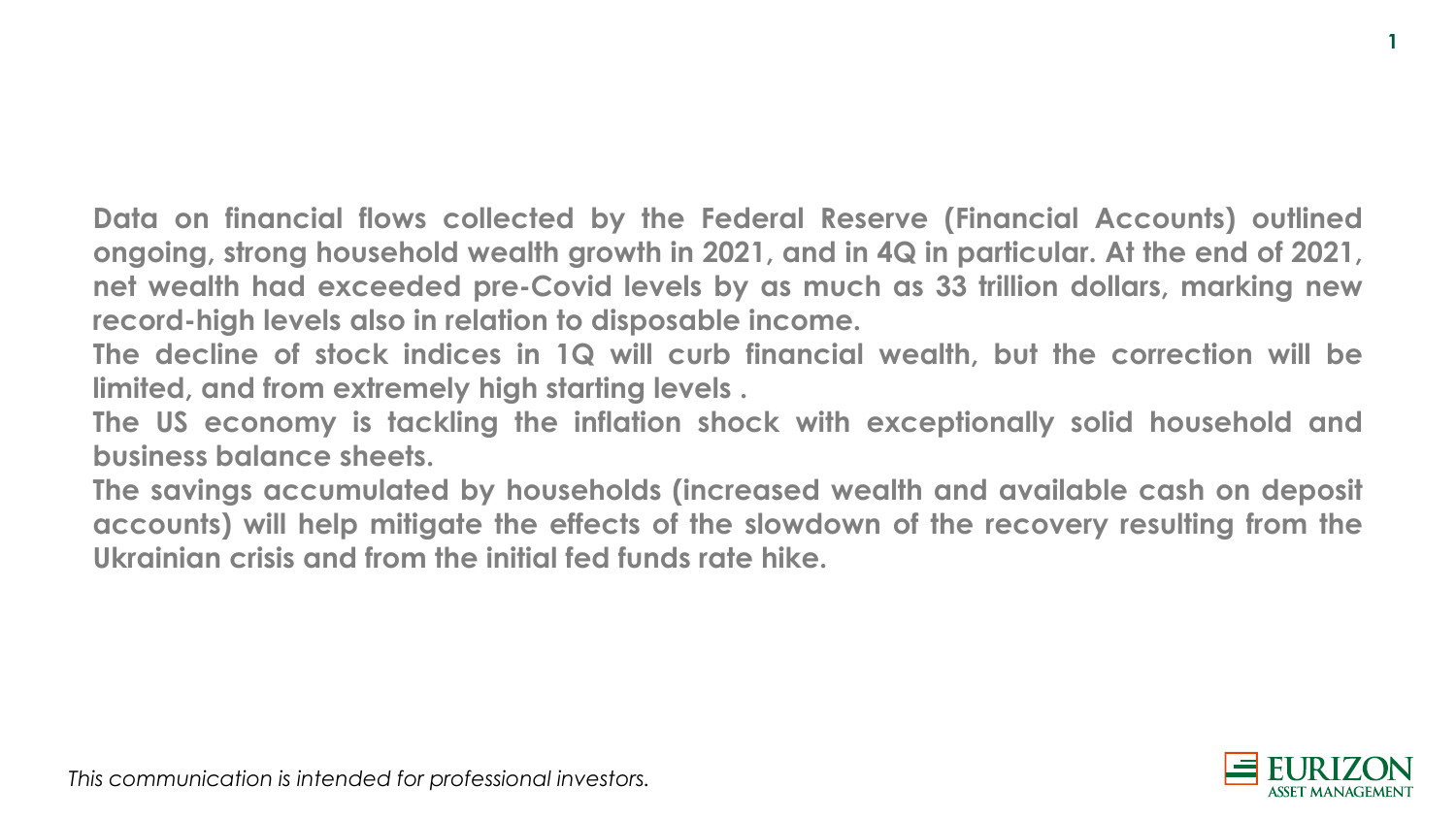**Data on financial flows collected by the Federal Reserve (Financial Accounts) outlined ongoing, strong household wealth growth in 2021, and in 4Q in particular. At the end of 2021, net wealth had exceeded pre-Covid levels by as much as 33 trillion dollars, marking new record-high levels also in relation to disposable income.**

**The decline of stock indices in 1Q will curb financial wealth, but the correction will be limited, and from extremely high starting levels .**

**The US economy is tackling the inflation shock with exceptionally solid household and business balance sheets.**

**The savings accumulated by households (increased wealth and available cash on deposit accounts) will help mitigate the effects of the slowdown of the recovery resulting from the Ukrainian crisis and from the initial fed funds rate hike.**

*This communication is intended for professional investors.*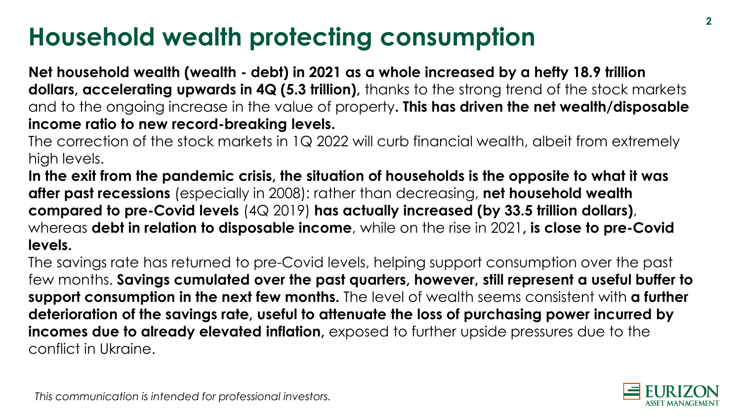# Household wealth protecting consumption

**Net household wealth (wealth - debt) in 2021 as a whole increased by a hefty 18.9 trillion dollars, accelerating upwards in 4Q (5.3 trillion),** thanks to the strong trend of the stock markets and to the ongoing increase in the value of property**. This has driven the net wealth/disposable income ratio to new record-breaking levels.**

The correction of the stock markets in 1Q 2022 will curb financial wealth, albeit from extremely high levels.

**In the exit from the pandemic crisis, the situation of households is the opposite to what it was after past recessions** (especially in 2008): rather than decreasing, **net household wealth compared to pre-Covid levels** (4Q 2019) **has actually increased (by 33.5 trillion dollars)**, whereas **debt in relation to disposable income**, while on the rise in 2021**, is close to pre-Covid levels.**

The savings rate has returned to pre-Covid levels, helping support consumption over the past few months. **Savings cumulated over the past quarters, however, still represent a useful buffer to support consumption in the next few months.** The level of wealth seems consistent with **a further deterioration of the savings rate, useful to attenuate the loss of purchasing power incurred by incomes due to already elevated inflation,** exposed to further upside pressures due to the conflict in Ukraine.

*This communication is intended for professional investors.*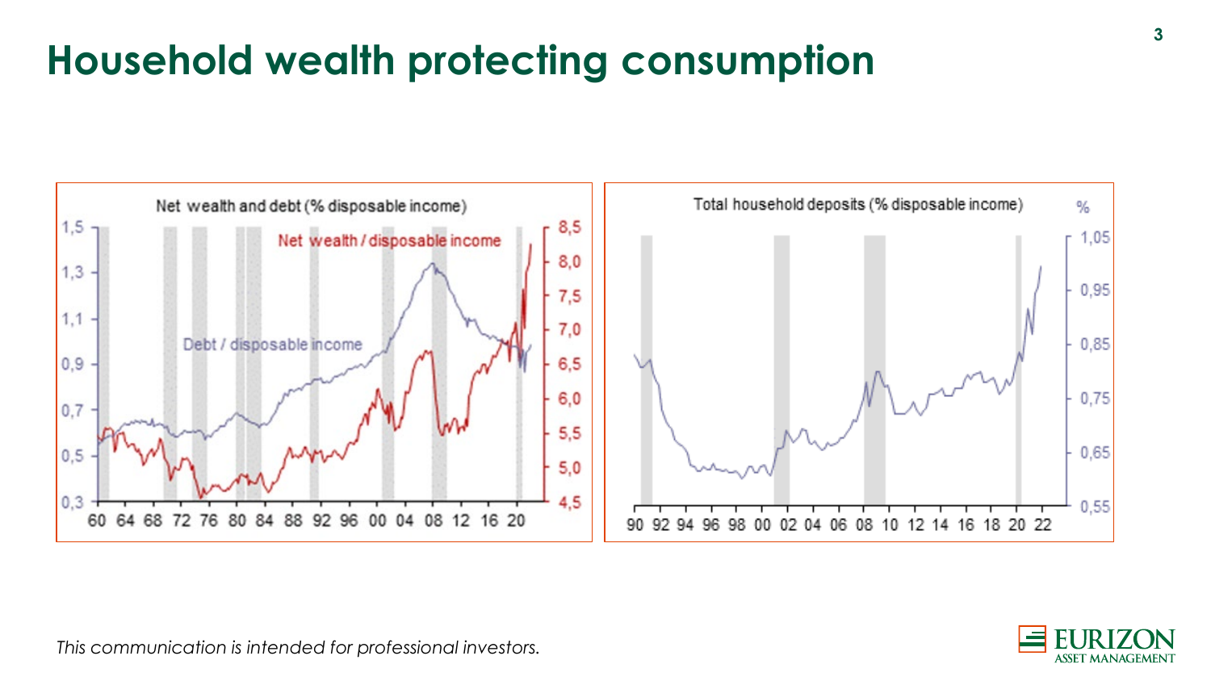# Household wealth protecting consumption

Net wealth and debt (% disposable income)

Net wealth / disposable income

Debt / disposable income

1,5
1,3
1,1
0,9
0,7
0,5
0,3

8,5
8,0
7,5
7,0
6,5
6,0
5,5
5,0
4,5

60 64 68 72 76 80 84 88 92 96 00 04 08 12 16 20

Total household deposits (% disposable income)

%

1,05
0,95
0,85
0,75
0,65
0,55

90 92 94 96 98 00 02 04 06 08 10 12 14 16 18 20 22

*This communication is intended for professional investors.*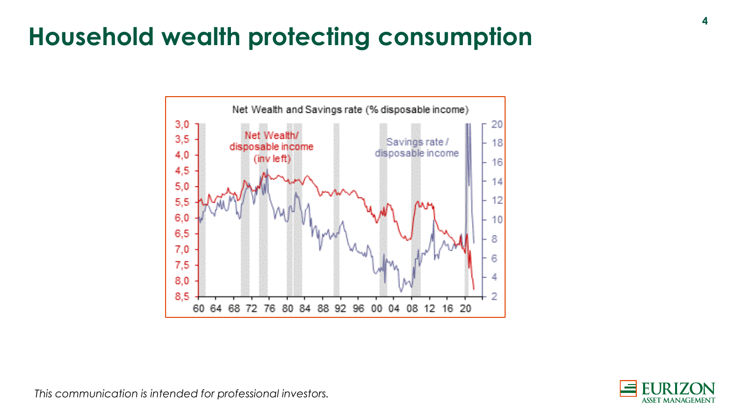# Household wealth protecting consumption

Net Wealth and Savings rate (% disposable income)

Net Wealth/ disposable income (inv left)

Savings rate / disposable income

3,0
3,5
4,0
4,5
5,0
5,5
6,0
6,5
7,0
7,5
8,0
8,5

20
18
16
14
12
10
8
6
4
2

60 64 68 72 76 80 84 88 92 96 00 04 08 12 16 20

*This communication is intended for professional investors.*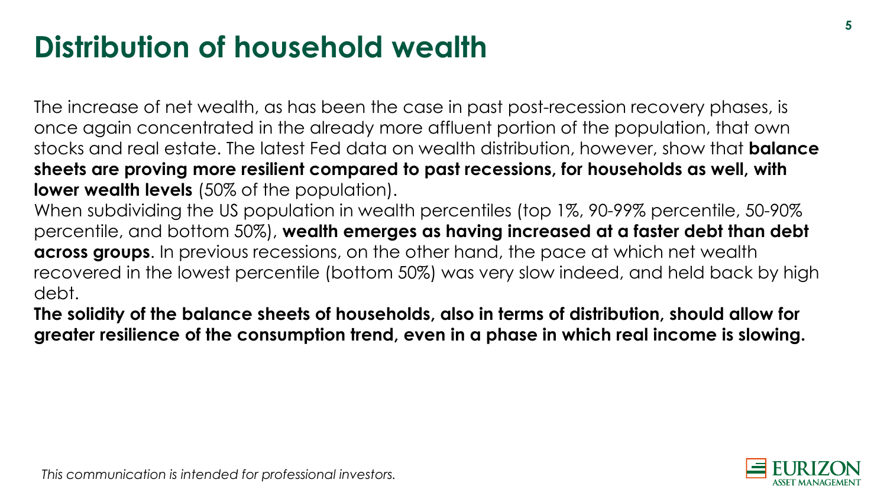# Distribution of household wealth

The increase of net wealth, as has been the case in past post-recession recovery phases, is once again concentrated in the already more affluent portion of the population, that own stocks and real estate. The latest Fed data on wealth distribution, however, show that **balance sheets are proving more resilient compared to past recessions, for households as well, with lower wealth levels** (50% of the population).

When subdividing the US population in wealth percentiles (top 1%, 90-99% percentile, 50-90% percentile, and bottom 50%), **wealth emerges as having increased at a faster debt than debt across groups**. In previous recessions, on the other hand, the pace at which net wealth recovered in the lowest percentile (bottom 50%) was very slow indeed, and held back by high debt.

**The solidity of the balance sheets of households, also in terms of distribution, should allow for greater resilience of the consumption trend, even in a phase in which real income is slowing.**

*This communication is intended for professional investors.*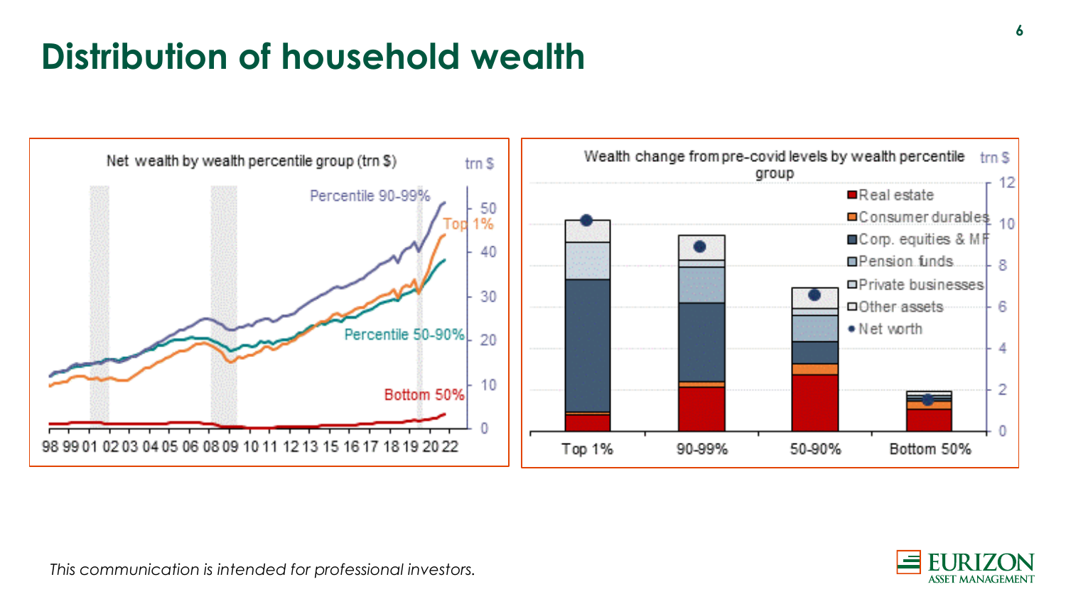# Distribution of household wealth

Net wealth by wealth percentile group (trn $)

trn $

Percentile 90-99%

Top 1%

Percentile 50-90%

Bottom 50%

50
40
30
20
10
0

98 99 01 02 03 04 05 06 08 09 10 11 12 13 15 16 17 18 19 20 22

Wealth change from pre-covid levels by wealth percentile group

trn $

12
10
8
6
4
2
0

Real estate
Consumer durables
Corp. equities & MF
Pension funds
Private businesses
Other assets
Net worth

Top 1%
90-99%
50-90%
Bottom 50%

*This communication is intended for professional investors.*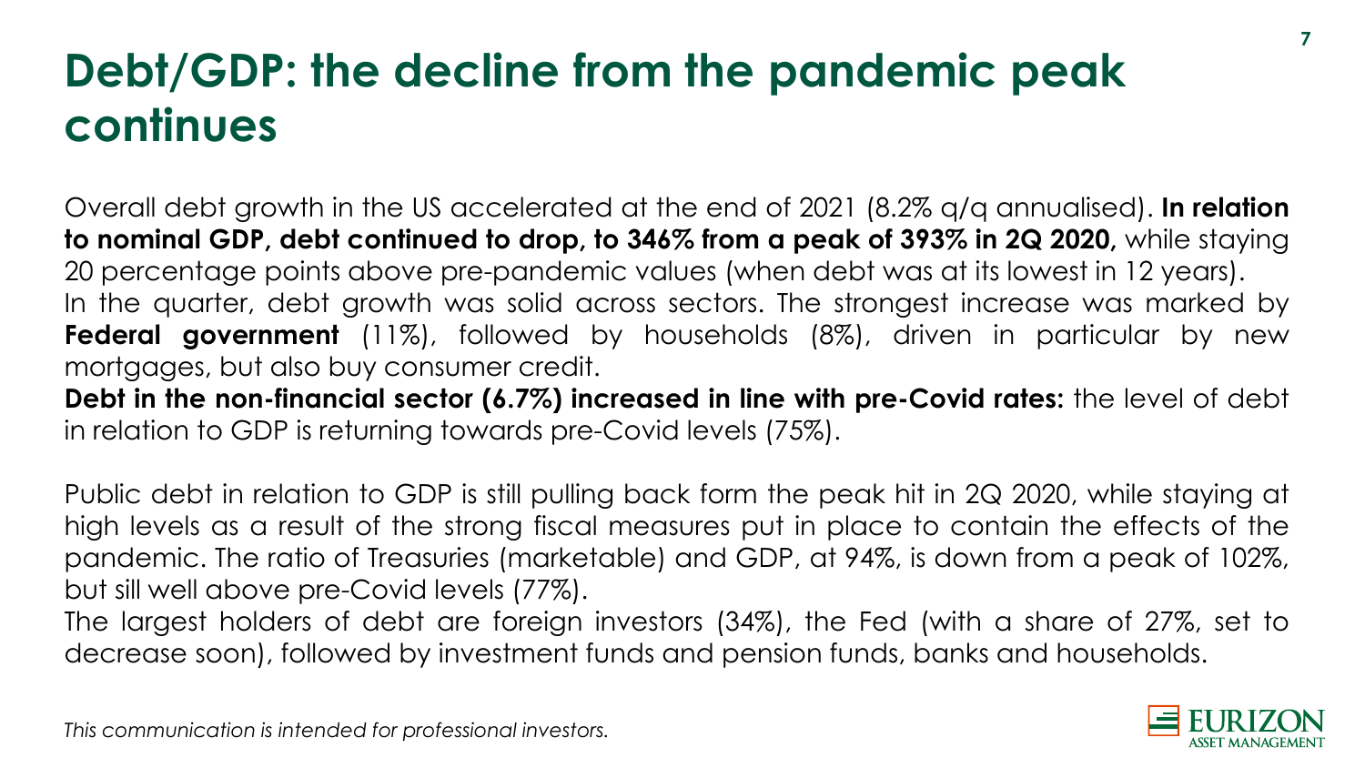# Debt/GDP: the decline from the pandemic peak continues

Overall debt growth in the US accelerated at the end of 2021 (8.2% q/q annualised). **In relation to nominal GDP, debt continued to drop, to 346% from a peak of 393% in 2Q 2020,** while staying 20 percentage points above pre-pandemic values (when debt was at its lowest in 12 years).
In the quarter, debt growth was solid across sectors. The strongest increase was marked by **Federal government** (11%), followed by households (8%), driven in particular by new mortgages, but also buy consumer credit.
**Debt in the non-financial sector (6.7%) increased in line with pre-Covid rates:** the level of debt in relation to GDP is returning towards pre-Covid levels (75%).

Public debt in relation to GDP is still pulling back form the peak hit in 2Q 2020, while staying at high levels as a result of the strong fiscal measures put in place to contain the effects of the pandemic. The ratio of Treasuries (marketable) and GDP, at 94%, is down from a peak of 102%, but sill well above pre-Covid levels (77%).
The largest holders of debt are foreign investors (34%), the Fed (with a share of 27%, set to decrease soon), followed by investment funds and pension funds, banks and households.

*This communication is intended for professional investors.*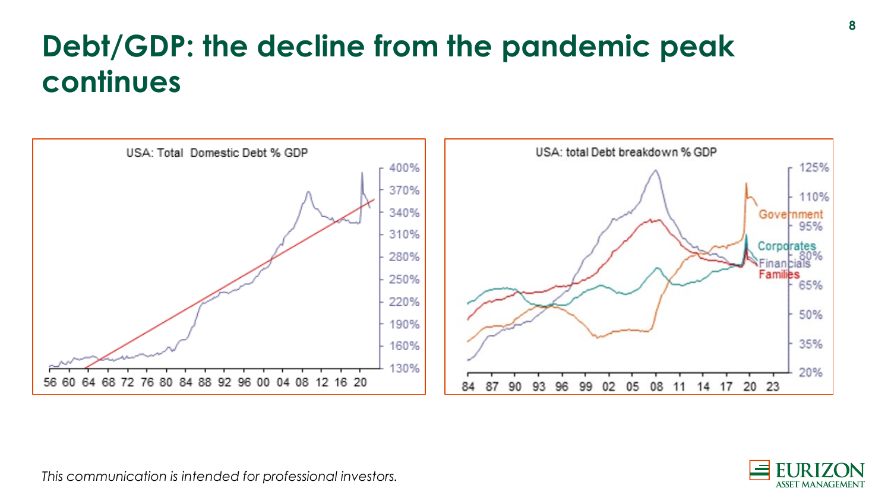# Debt/GDP: the decline from the pandemic peak continues

USA: Total Domestic Debt % GDP

400%
370%
340%
310%
280%
250%
220%
190%
160%
130%

56 60 64 68 72 76 80 84 88 92 96 00 04 08 12 16 20

USA: total Debt breakdown % GDP

125%
110%
95%
80%
65%
50%
35%
20%

Government
Corporates
Financials
Families

84 87 90 93 96 99 02 05 08 11 14 17 20 23

*This communication is intended for professional investors.*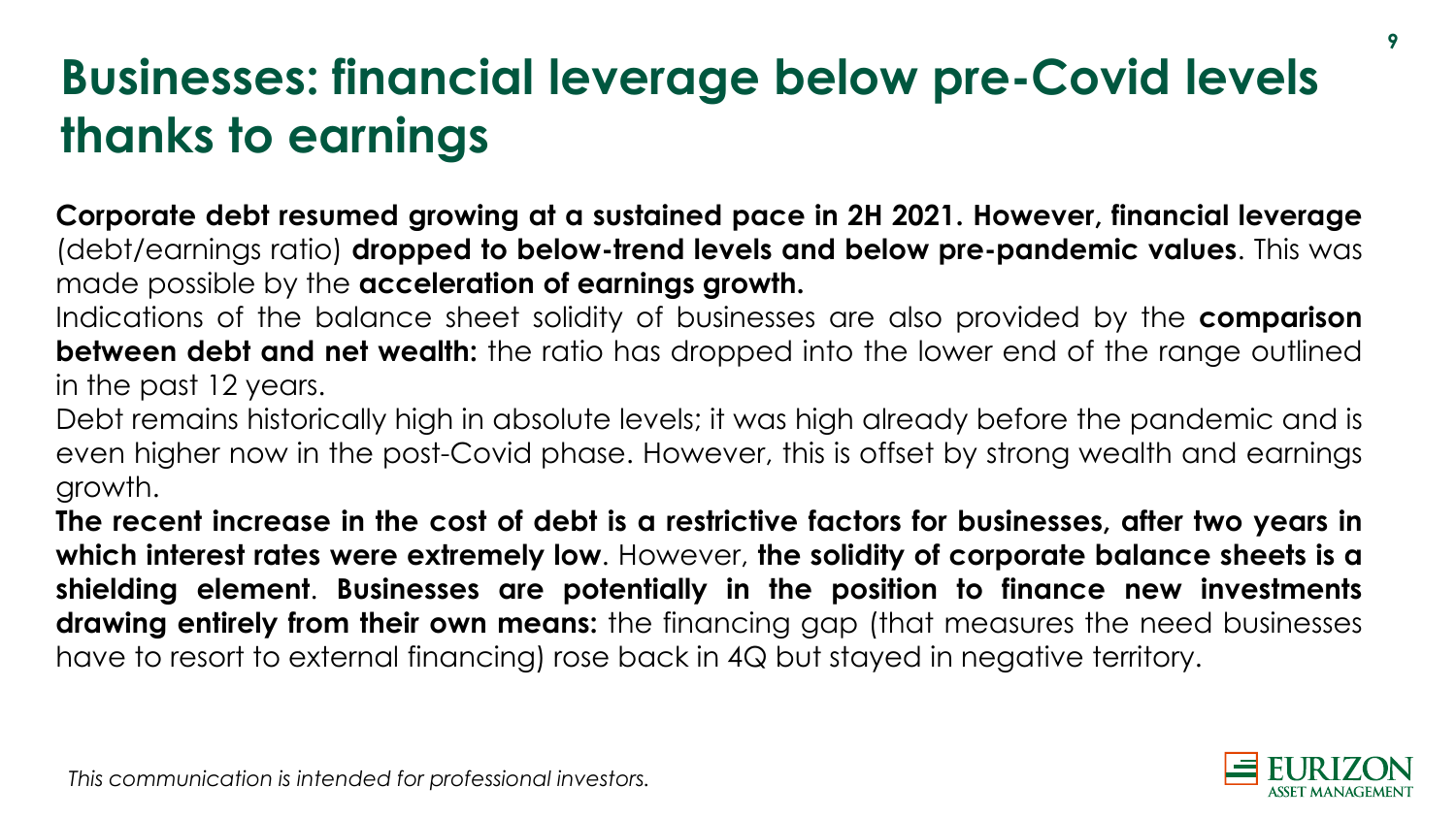# Businesses: financial leverage below pre-Covid levels thanks to earnings

**Corporate debt resumed growing at a sustained pace in 2H 2021. However, financial leverage** (debt/earnings ratio) **dropped to below-trend levels and below pre-pandemic values**. This was made possible by the **acceleration of earnings growth.**

Indications of the balance sheet solidity of businesses are also provided by the **comparison between debt and net wealth:** the ratio has dropped into the lower end of the range outlined in the past 12 years.

Debt remains historically high in absolute levels; it was high already before the pandemic and is even higher now in the post-Covid phase. However, this is offset by strong wealth and earnings growth.

**The recent increase in the cost of debt is a restrictive factors for businesses, after two years in which interest rates were extremely low**. However, **the solidity of corporate balance sheets is a shielding element**. **Businesses are potentially in the position to finance new investments drawing entirely from their own means:** the financing gap (that measures the need businesses have to resort to external financing) rose back in 4Q but stayed in negative territory.

*This communication is intended for professional investors.*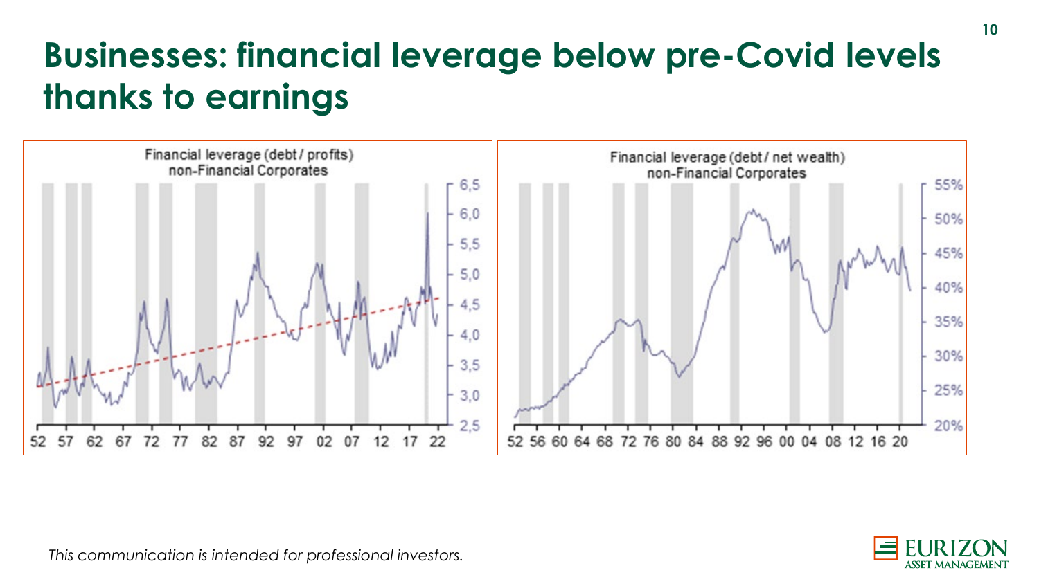# Businesses: financial leverage below pre-Covid levels thanks to earnings

Financial leverage (debt / profits)
non-Financial Corporates

6,5
6,0
5,5
5,0
4,5
4,0
3,5
3,0
2,5

52 57 62 67 72 77 82 87 92 97 02 07 12 17 22

Financial leverage (debt / net wealth)
non-Financial Corporates

55%
50%
45%
40%
35%
30%
25%
20%

52 56 60 64 68 72 76 80 84 88 92 96 00 04 08 12 16 20

*This communication is intended for professional investors.*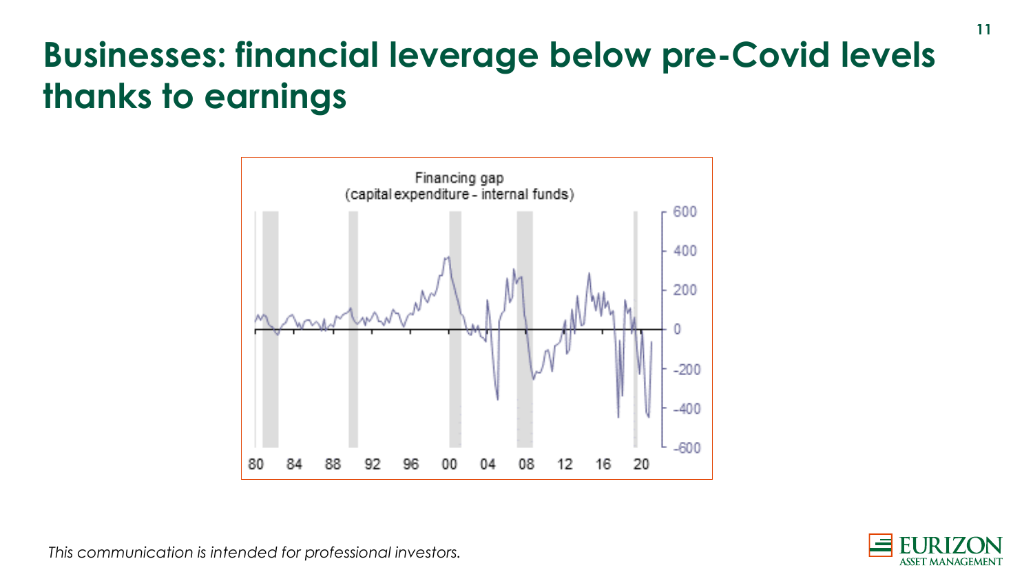# Businesses: financial leverage below pre-Covid levels thanks to earnings

Financing gap
(capital expenditure - internal funds)

600
400
200
0
-200
-400
-600

80 84 88 92 96 00 04 08 12 16 20

*This communication is intended for professional investors.*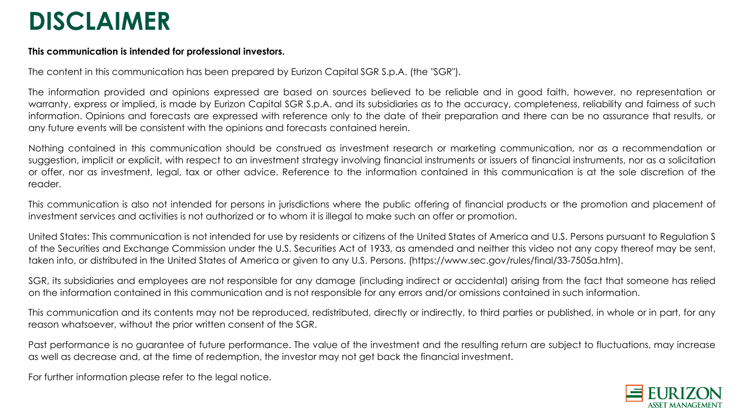# DISCLAIMER

**This communication is intended for professional investors.**

The content in this communication has been prepared by Eurizon Capital SGR S.p.A. (the "SGR").

The information provided and opinions expressed are based on sources believed to be reliable and in good faith, however, no representation or warranty, express or implied, is made by Eurizon Capital SGR S.p.A. and its subsidiaries as to the accuracy, completeness, reliability and fairness of such information. Opinions and forecasts are expressed with reference only to the date of their preparation and there can be no assurance that results, or any future events will be consistent with the opinions and forecasts contained herein.

Nothing contained in this communication should be construed as investment research or marketing communication, nor as a recommendation or suggestion, implicit or explicit, with respect to an investment strategy involving financial instruments or issuers of financial instruments, nor as a solicitation or offer, nor as investment, legal, tax or other advice. Reference to the information contained in this communication is at the sole discretion of the reader.

This communication is also not intended for persons in jurisdictions where the public offering of financial products or the promotion and placement of investment services and activities is not authorized or to whom it is illegal to make such an offer or promotion.

United States: This communication is not intended for use by residents or citizens of the United States of America and U.S. Persons pursuant to Regulation S of the Securities and Exchange Commission under the U.S. Securities Act of 1933, as amended and neither this video not any copy thereof may be sent, taken into, or distributed in the United States of America or given to any U.S. Persons. (https://www.sec.gov/rules/final/33-7505a.htm).

SGR, its subsidiaries and employees are not responsible for any damage (including indirect or accidental) arising from the fact that someone has relied on the information contained in this communication and is not responsible for any errors and/or omissions contained in such information.

This communication and its contents may not be reproduced, redistributed, directly or indirectly, to third parties or published, in whole or in part, for any reason whatsoever, without the prior written consent of the SGR.

Past performance is no guarantee of future performance. The value of the investment and the resulting return are subject to fluctuations, may increase as well as decrease and, at the time of redemption, the investor may not get back the financial investment.

For further information please refer to the legal notice.

EURIZON
ASSET MANAGEMENT